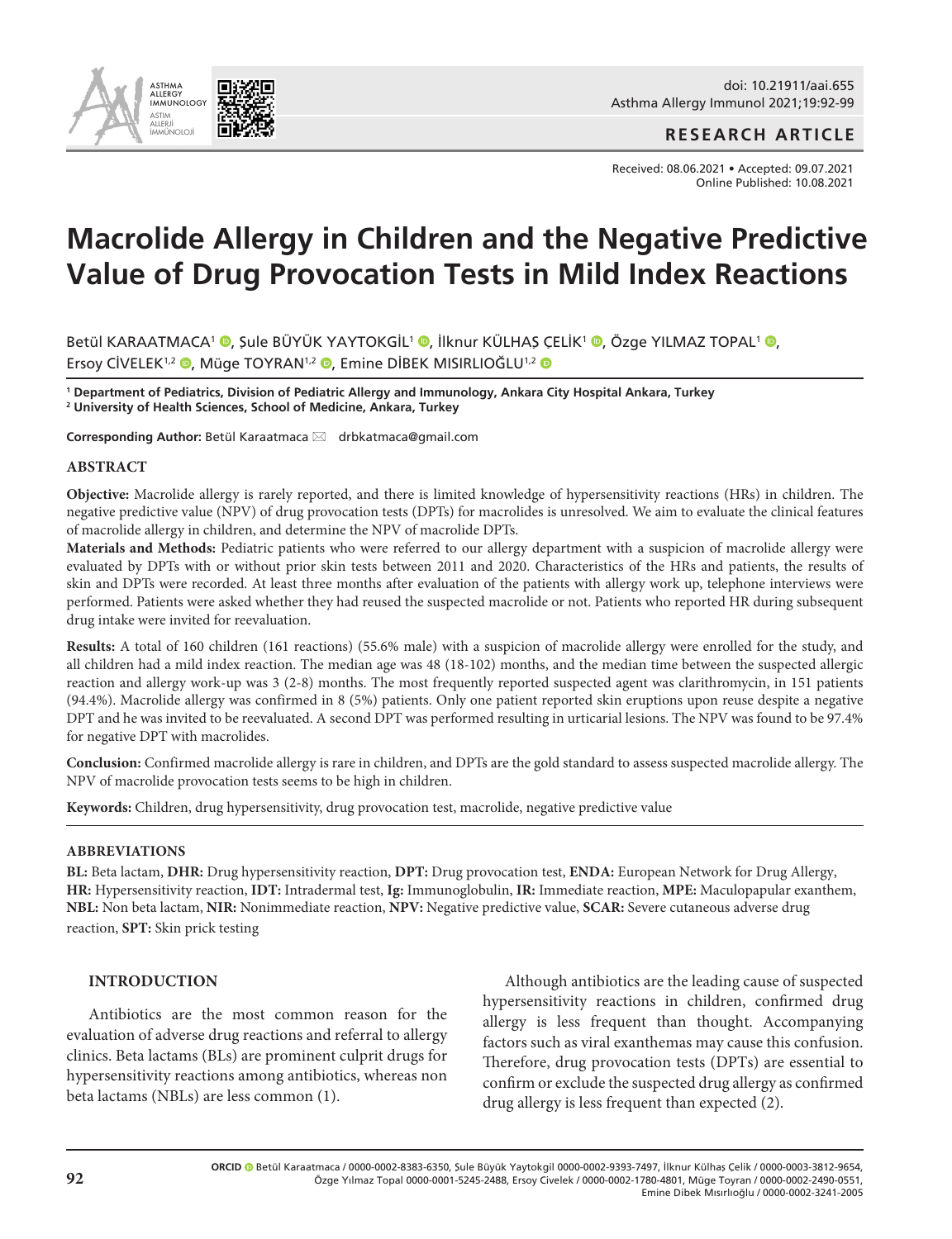RESEARCH ARTICLE

Received: 08.06.2021 • Accepted: 09.07.2021
Online Published: 10.08.2021

# Macrolide Allergy in Children and the Negative Predictive Value of Drug Provocation Tests in Mild Index Reactions

Betül KARAATMACA[1], Şule BÜYÜK YAYTOKGİL[1], İlknur KÜLHAŞ ÇELİK[1], Özge YILMAZ TOPAL[1], Ersoy CİVELEK[1,2], Müge TOYRAN[1,2], Emine DİBEK MISIRLIOĞLU[1,2]

[1] **Department of Pediatrics, Division of Pediatric Allergy and Immunology, Ankara City Hospital Ankara, Turkey**
[2] **University of Health Sciences, School of Medicine, Ankara, Turkey**

**Corresponding Author:** Betül Karaatmaca ✉ drbkatmaca@gmail.com

## ABSTRACT

**Objective:** Macrolide allergy is rarely reported, and there is limited knowledge of hypersensitivity reactions (HRs) in children. The negative predictive value (NPV) of drug provocation tests (DPTs) for macrolides is unresolved. We aim to evaluate the clinical features of macrolide allergy in children, and determine the NPV of macrolide DPTs.

**Materials and Methods:** Pediatric patients who were referred to our allergy department with a suspicion of macrolide allergy were evaluated by DPTs with or without prior skin tests between 2011 and 2020. Characteristics of the HRs and patients, the results of skin and DPTs were recorded. At least three months after evaluation of the patients with allergy work up, telephone interviews were performed. Patients were asked whether they had reused the suspected macrolide or not. Patients who reported HR during subsequent drug intake were invited for reevaluation.

**Results:** A total of 160 children (161 reactions) (55.6% male) with a suspicion of macrolide allergy were enrolled for the study, and all children had a mild index reaction. The median age was 48 (18-102) months, and the median time between the suspected allergic reaction and allergy work-up was 3 (2-8) months. The most frequently reported suspected agent was clarithromycin, in 151 patients (94.4%). Macrolide allergy was confirmed in 8 (5%) patients. Only one patient reported skin eruptions upon reuse despite a negative DPT and he was invited to be reevaluated. A second DPT was performed resulting in urticarial lesions. The NPV was found to be 97.4% for negative DPT with macrolides.

**Conclusion:** Confirmed macrolide allergy is rare in children, and DPTs are the gold standard to assess suspected macrolide allergy. The NPV of macrolide provocation tests seems to be high in children.

**Keywords:** Children, drug hypersensitivity, drug provocation test, macrolide, negative predictive value

## ABBREVIATIONS

**BL:** Beta lactam, **DHR:** Drug hypersensitivity reaction, **DPT:** Drug provocation test, **ENDA:** European Network for Drug Allergy, **HR:** Hypersensitivity reaction, **IDT:** Intradermal test, **Ig:** Immunoglobulin, **IR:** Immediate reaction, **MPE:** Maculopapular exanthem, **NBL:** Non beta lactam, **NIR:** Nonimmediate reaction, **NPV:** Negative predictive value, **SCAR:** Severe cutaneous adverse drug reaction, **SPT:** Skin prick testing

## INTRODUCTION

Antibiotics are the most common reason for the evaluation of adverse drug reactions and referral to allergy clinics. Beta lactams (BLs) are prominent culprit drugs for hypersensitivity reactions among antibiotics, whereas non beta lactams (NBLs) are less common (1).

Although antibiotics are the leading cause of suspected hypersensitivity reactions in children, confirmed drug allergy is less frequent than thought. Accompanying factors such as viral exanthemas may cause this confusion. Therefore, drug provocation tests (DPTs) are essential to confirm or exclude the suspected drug allergy as confirmed drug allergy is less frequent than expected (2).

**ORCID** Betül Karaatmaca / 0000-0002-8383-6350, Şule Büyük Yaytokgil 0000-0002-9393-7497, İlknur Külhaş Çelik / 0000-0003-3812-9654, Özge Yılmaz Topal 0000-0001-5245-2488, Ersoy Civelek / 0000-0002-1780-4801, Müge Toyran / 0000-0002-2490-0551, Emine Dibek Mısırlıoğlu / 0000-0002-3241-2005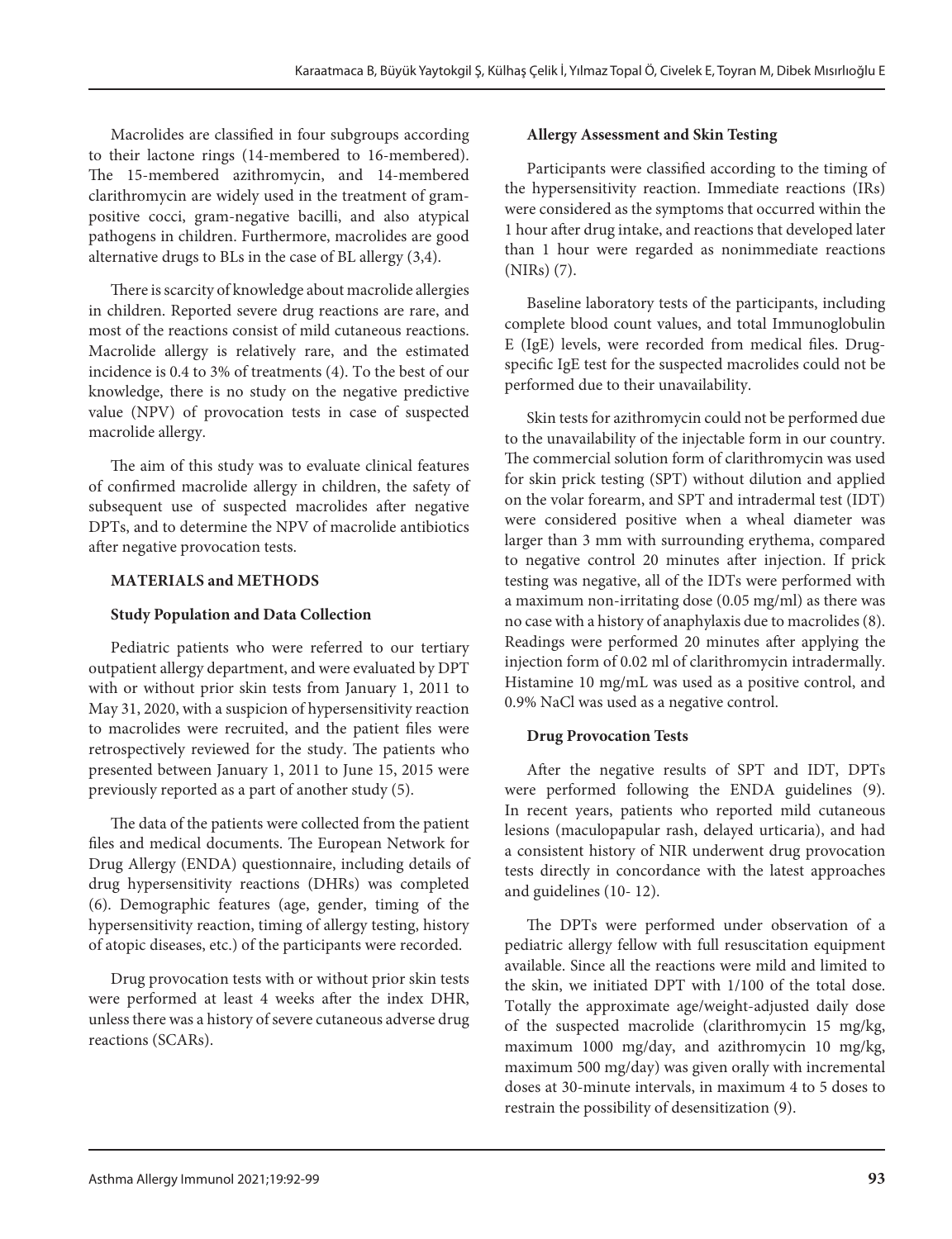Macrolides are classified in four subgroups according to their lactone rings (14-membered to 16-membered). The 15-membered azithromycin, and 14-membered clarithromycin are widely used in the treatment of gram-positive cocci, gram-negative bacilli, and also atypical pathogens in children. Furthermore, macrolides are good alternative drugs to BLs in the case of BL allergy (3,4).

There is scarcity of knowledge about macrolide allergies in children. Reported severe drug reactions are rare, and most of the reactions consist of mild cutaneous reactions. Macrolide allergy is relatively rare, and the estimated incidence is 0.4 to 3% of treatments (4). To the best of our knowledge, there is no study on the negative predictive value (NPV) of provocation tests in case of suspected macrolide allergy.

The aim of this study was to evaluate clinical features of confirmed macrolide allergy in children, the safety of subsequent use of suspected macrolides after negative DPTs, and to determine the NPV of macrolide antibiotics after negative provocation tests.

## MATERIALS and METHODS

### Study Population and Data Collection

Pediatric patients who were referred to our tertiary outpatient allergy department, and were evaluated by DPT with or without prior skin tests from January 1, 2011 to May 31, 2020, with a suspicion of hypersensitivity reaction to macrolides were recruited, and the patient files were retrospectively reviewed for the study. The patients who presented between January 1, 2011 to June 15, 2015 were previously reported as a part of another study (5).

The data of the patients were collected from the patient files and medical documents. The European Network for Drug Allergy (ENDA) questionnaire, including details of drug hypersensitivity reactions (DHRs) was completed (6). Demographic features (age, gender, timing of the hypersensitivity reaction, timing of allergy testing, history of atopic diseases, etc.) of the participants were recorded.

Drug provocation tests with or without prior skin tests were performed at least 4 weeks after the index DHR, unless there was a history of severe cutaneous adverse drug reactions (SCARs).

### Allergy Assessment and Skin Testing

Participants were classified according to the timing of the hypersensitivity reaction. Immediate reactions (IRs) were considered as the symptoms that occurred within the 1 hour after drug intake, and reactions that developed later than 1 hour were regarded as nonimmediate reactions (NIRs) (7).

Baseline laboratory tests of the participants, including complete blood count values, and total Immunoglobulin E (IgE) levels, were recorded from medical files. Drug-specific IgE test for the suspected macrolides could not be performed due to their unavailability.

Skin tests for azithromycin could not be performed due to the unavailability of the injectable form in our country. The commercial solution form of clarithromycin was used for skin prick testing (SPT) without dilution and applied on the volar forearm, and SPT and intradermal test (IDT) were considered positive when a wheal diameter was larger than 3 mm with surrounding erythema, compared to negative control 20 minutes after injection. If prick testing was negative, all of the IDTs were performed with a maximum non-irritating dose (0.05 mg/ml) as there was no case with a history of anaphylaxis due to macrolides (8). Readings were performed 20 minutes after applying the injection form of 0.02 ml of clarithromycin intradermally. Histamine 10 mg/mL was used as a positive control, and 0.9% NaCl was used as a negative control.

### Drug Provocation Tests

After the negative results of SPT and IDT, DPTs were performed following the ENDA guidelines (9). In recent years, patients who reported mild cutaneous lesions (maculopapular rash, delayed urticaria), and had a consistent history of NIR underwent drug provocation tests directly in concordance with the latest approaches and guidelines (10- 12).

The DPTs were performed under observation of a pediatric allergy fellow with full resuscitation equipment available. Since all the reactions were mild and limited to the skin, we initiated DPT with 1/100 of the total dose. Totally the approximate age/weight-adjusted daily dose of the suspected macrolide (clarithromycin 15 mg/kg, maximum 1000 mg/day, and azithromycin 10 mg/kg, maximum 500 mg/day) was given orally with incremental doses at 30-minute intervals, in maximum 4 to 5 doses to restrain the possibility of desensitization (9).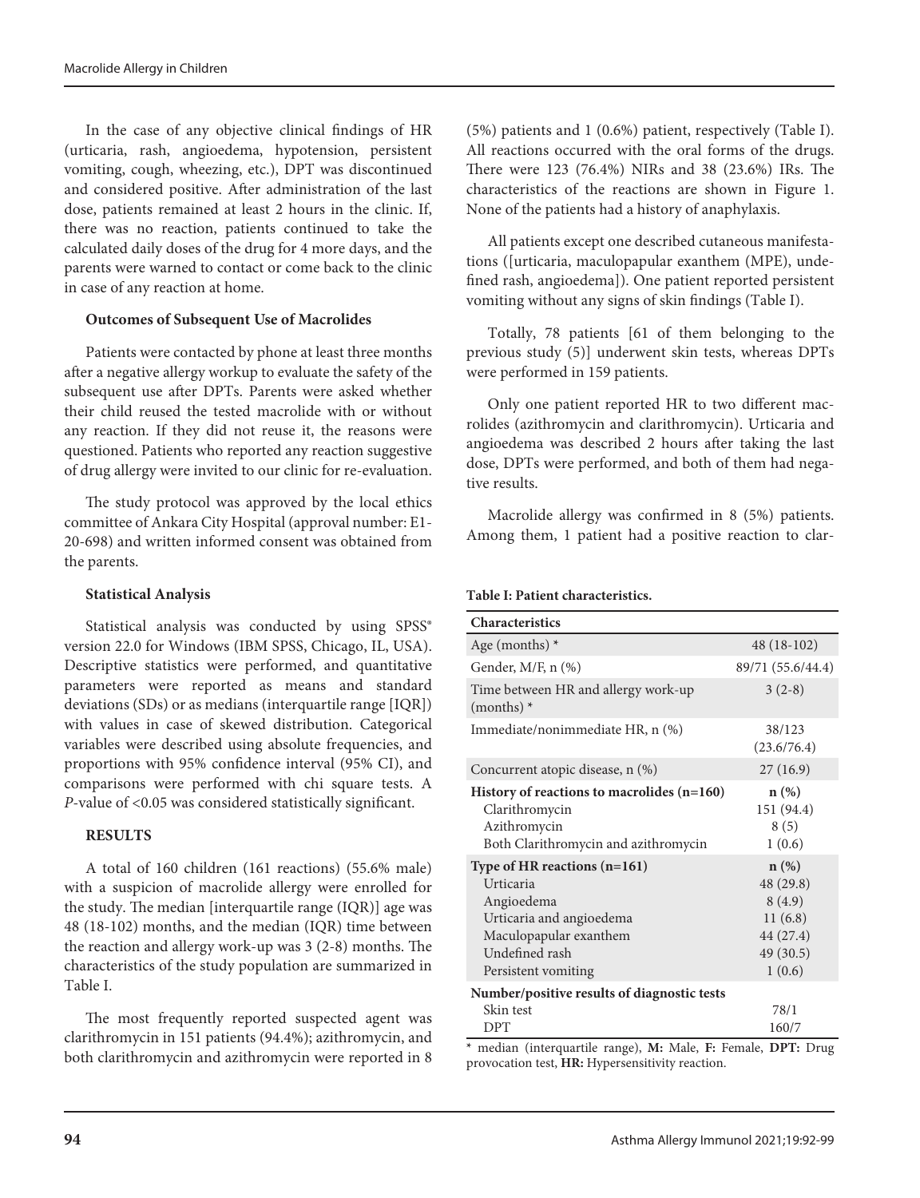In the case of any objective clinical findings of HR (urticaria, rash, angioedema, hypotension, persistent vomiting, cough, wheezing, etc.), DPT was discontinued and considered positive. After administration of the last dose, patients remained at least 2 hours in the clinic. If, there was no reaction, patients continued to take the calculated daily doses of the drug for 4 more days, and the parents were warned to contact or come back to the clinic in case of any reaction at home.

**Outcomes of Subsequent Use of Macrolides**

Patients were contacted by phone at least three months after a negative allergy workup to evaluate the safety of the subsequent use after DPTs. Parents were asked whether their child reused the tested macrolide with or without any reaction. If they did not reuse it, the reasons were questioned. Patients who reported any reaction suggestive of drug allergy were invited to our clinic for re-evaluation.

The study protocol was approved by the local ethics committee of Ankara City Hospital (approval number: E1-20-698) and written informed consent was obtained from the parents.

**Statistical Analysis**

Statistical analysis was conducted by using SPSS® version 22.0 for Windows (IBM SPSS, Chicago, IL, USA). Descriptive statistics were performed, and quantitative parameters were reported as means and standard deviations (SDs) or as medians (interquartile range [IQR]) with values in case of skewed distribution. Categorical variables were described using absolute frequencies, and proportions with 95% confidence interval (95% CI), and comparisons were performed with chi square tests. A *P*-value of <0.05 was considered statistically significant.

## RESULTS

A total of 160 children (161 reactions) (55.6% male) with a suspicion of macrolide allergy were enrolled for the study. The median [interquartile range (IQR)] age was 48 (18-102) months, and the median (IQR) time between the reaction and allergy work-up was 3 (2-8) months. The characteristics of the study population are summarized in Table I.

The most frequently reported suspected agent was clarithromycin in 151 patients (94.4%); azithromycin, and both clarithromycin and azithromycin were reported in 8 (5%) patients and 1 (0.6%) patient, respectively (Table I). All reactions occurred with the oral forms of the drugs. There were 123 (76.4%) NIRs and 38 (23.6%) IRs. The characteristics of the reactions are shown in Figure 1. None of the patients had a history of anaphylaxis.

All patients except one described cutaneous manifestations ([urticaria, maculopapular exanthem (MPE), undefined rash, angioedema]). One patient reported persistent vomiting without any signs of skin findings (Table I).

Totally, 78 patients [61 of them belonging to the previous study (5)] underwent skin tests, whereas DPTs were performed in 159 patients.

Only one patient reported HR to two different macrolides (azithromycin and clarithromycin). Urticaria and angioedema was described 2 hours after taking the last dose, DPTs were performed, and both of them had negative results.

Macrolide allergy was confirmed in 8 (5%) patients. Among them, 1 patient had a positive reaction to clar-

**Table I: Patient characteristics.**

| Characteristics | |
|---|---|
| Age (months) * | 48 (18-102) |
| Gender, M/F, n (%) | 89/71 (55.6/44.4) |
| Time between HR and allergy work-up (months) * | 3 (2-8) |
| Immediate/nonimmediate HR, n (%) | 38/123 (23.6/76.4) |
| Concurrent atopic disease, n (%) | 27 (16.9) |
| **History of reactions to macrolides (n=160)** | **n (%)** |
| Clarithromycin | 151 (94.4) |
| Azithromycin | 8 (5) |
| Both Clarithromycin and azithromycin | 1 (0.6) |
| **Type of HR reactions (n=161)** | **n (%)** |
| Urticaria | 48 (29.8) |
| Angioedema | 8 (4.9) |
| Urticaria and angioedema | 11 (6.8) |
| Maculopapular exanthem | 44 (27.4) |
| Undefined rash | 49 (30.5) |
| Persistent vomiting | 1 (0.6) |
| **Number/positive results of diagnostic tests** | |
| Skin test | 78/1 |
| DPT | 160/7 |

\* median (interquartile range), **M:** Male, **F:** Female, **DPT:** Drug provocation test, **HR:** Hypersensitivity reaction.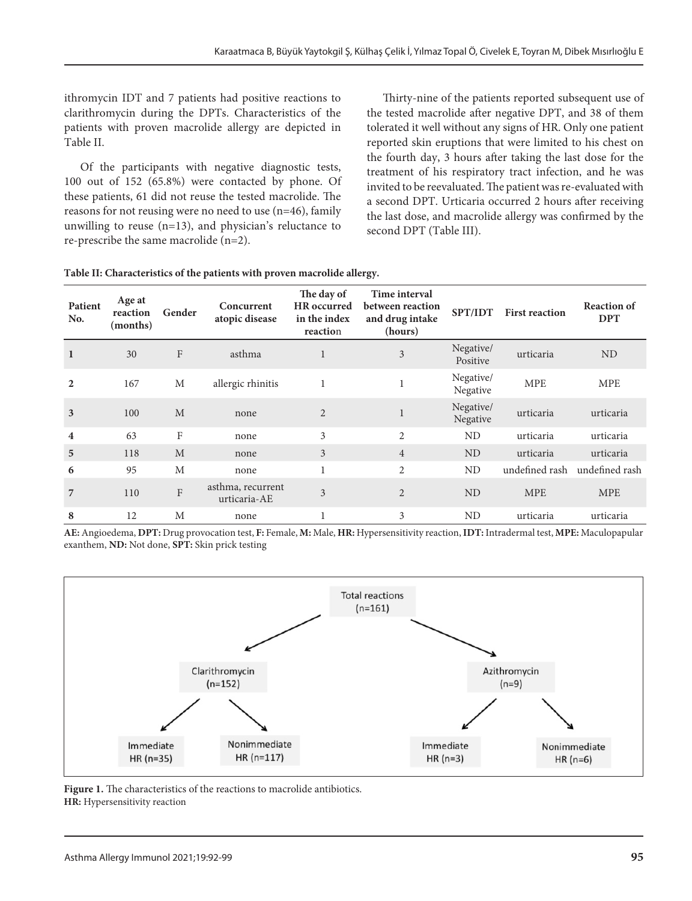ithromycin IDT and 7 patients had positive reactions to clarithromycin during the DPTs. Characteristics of the patients with proven macrolide allergy are depicted in Table II.

Of the participants with negative diagnostic tests, 100 out of 152 (65.8%) were contacted by phone. Of these patients, 61 did not reuse the tested macrolide. The reasons for not reusing were no need to use (n=46), family unwilling to reuse (n=13), and physician's reluctance to re-prescribe the same macrolide (n=2).

Thirty-nine of the patients reported subsequent use of the tested macrolide after negative DPT, and 38 of them tolerated it well without any signs of HR. Only one patient reported skin eruptions that were limited to his chest on the fourth day, 3 hours after taking the last dose for the treatment of his respiratory tract infection, and he was invited to be reevaluated. The patient was re-evaluated with a second DPT. Urticaria occurred 2 hours after receiving the last dose, and macrolide allergy was confirmed by the second DPT (Table III).

**Table II: Characteristics of the patients with proven macrolide allergy.**

| Patient No. | Age at reaction (months) | Gender | Concurrent atopic disease | The day of HR occurred in the index reaction | Time interval between reaction and drug intake (hours) | SPT/IDT | First reaction | Reaction of DPT |
|---|---|---|---|---|---|---|---|---|
| 1 | 30 | F | asthma | 1 | 3 | Negative/ Positive | urticaria | ND |
| 2 | 167 | M | allergic rhinitis | 1 | 1 | Negative/ Negative | MPE | MPE |
| 3 | 100 | M | none | 2 | 1 | Negative/ Negative | urticaria | urticaria |
| 4 | 63 | F | none | 3 | 2 | ND | urticaria | urticaria |
| 5 | 118 | M | none | 3 | 4 | ND | urticaria | urticaria |
| 6 | 95 | M | none | 1 | 2 | ND | undefined rash | undefined rash |
| 7 | 110 | F | asthma, recurrent urticaria-AE | 3 | 2 | ND | MPE | MPE |
| 8 | 12 | M | none | 1 | 3 | ND | urticaria | urticaria |

**AE:** Angioedema, **DPT:** Drug provocation test, **F:** Female, **M:** Male, **HR:** Hypersensitivity reaction, **IDT:** Intradermal test, **MPE:** Maculopapular exanthem, **ND:** Not done, **SPT:** Skin prick testing

Total reactions (n=161)

- Clarithromycin (n=152)
  - Immediate HR (n=35)
  - Nonimmediate HR (n=117)
- Azithromycin (n=9)
  - Immediate HR (n=3)
  - Nonimmediate HR (n=6)

**Figure 1.** The characteristics of the reactions to macrolide antibiotics.
**HR:** Hypersensitivity reaction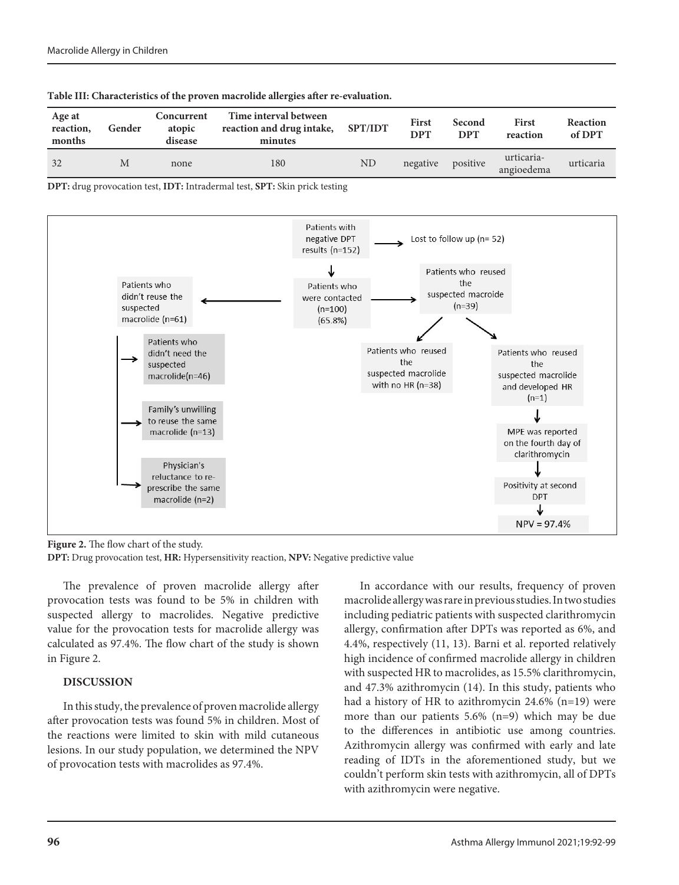**Table III: Characteristics of the proven macrolide allergies after re-evaluation.**

| Age at reaction, months | Gender | Concurrent atopic disease | Time interval between reaction and drug intake, minutes | SPT/IDT | First DPT | Second DPT | First reaction | Reaction of DPT |
|---|---|---|---|---|---|---|---|---|
| 32 | M | none | 180 | ND | negative | positive | urticaria-angioedema | urticaria |

**DPT:** drug provocation test, **IDT:** Intradermal test, **SPT:** Skin prick testing

Patients with negative DPT results (n=152) → Lost to follow up (n= 52)

Patients who were contacted (n=100) (65.8%)

Patients who didn't reuse the suspected macrolide (n=61)
- Patients who didn't need the suspected macrolide(n=46)
- Family's unwilling to reuse the same macrolide (n=13)
- Physician's reluctance to re-prescribe the same macrolide (n=2)

Patients who reused the suspected macroide (n=39)
- Patients who reused the suspected macrolide with no HR (n=38)
- Patients who reused the suspected macrolide and developed HR (n=1) → MPE was reported on the fourth day of clarithromycin → Positivity at second DPT → NPV = 97.4%

**Figure 2.** The flow chart of the study.
**DPT:** Drug provocation test, **HR:** Hypersensitivity reaction, **NPV:** Negative predictive value

The prevalence of proven macrolide allergy after provocation tests was found to be 5% in children with suspected allergy to macrolides. Negative predictive value for the provocation tests for macrolide allergy was calculated as 97.4%. The flow chart of the study is shown in Figure 2.

## DISCUSSION

In this study, the prevalence of proven macrolide allergy after provocation tests was found 5% in children. Most of the reactions were limited to skin with mild cutaneous lesions. In our study population, we determined the NPV of provocation tests with macrolides as 97.4%.

In accordance with our results, frequency of proven macrolide allergy was rare in previous studies. In two studies including pediatric patients with suspected clarithromycin allergy, confirmation after DPTs was reported as 6%, and 4.4%, respectively (11, 13). Barni et al. reported relatively high incidence of confirmed macrolide allergy in children with suspected HR to macrolides, as 15.5% clarithromycin, and 47.3% azithromycin (14). In this study, patients who had a history of HR to azithromycin 24.6% (n=19) were more than our patients 5.6% (n=9) which may be due to the differences in antibiotic use among countries. Azithromycin allergy was confirmed with early and late reading of IDTs in the aforementioned study, but we couldn't perform skin tests with azithromycin, all of DPTs with azithromycin were negative.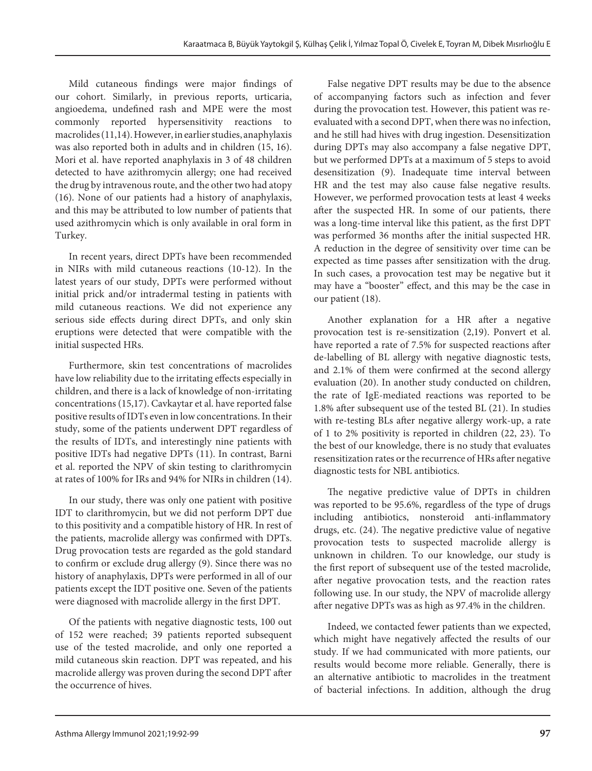Mild cutaneous findings were major findings of our cohort. Similarly, in previous reports, urticaria, angioedema, undefined rash and MPE were the most commonly reported hypersensitivity reactions to macrolides (11,14). However, in earlier studies, anaphylaxis was also reported both in adults and in children (15, 16). Mori et al. have reported anaphylaxis in 3 of 48 children detected to have azithromycin allergy; one had received the drug by intravenous route, and the other two had atopy (16). None of our patients had a history of anaphylaxis, and this may be attributed to low number of patients that used azithromycin which is only available in oral form in Turkey.

In recent years, direct DPTs have been recommended in NIRs with mild cutaneous reactions (10-12). In the latest years of our study, DPTs were performed without initial prick and/or intradermal testing in patients with mild cutaneous reactions. We did not experience any serious side effects during direct DPTs, and only skin eruptions were detected that were compatible with the initial suspected HRs.

Furthermore, skin test concentrations of macrolides have low reliability due to the irritating effects especially in children, and there is a lack of knowledge of non-irritating concentrations (15,17). Cavkaytar et al. have reported false positive results of IDTs even in low concentrations. In their study, some of the patients underwent DPT regardless of the results of IDTs, and interestingly nine patients with positive IDTs had negative DPTs (11). In contrast, Barni et al. reported the NPV of skin testing to clarithromycin at rates of 100% for IRs and 94% for NIRs in children (14).

In our study, there was only one patient with positive IDT to clarithromycin, but we did not perform DPT due to this positivity and a compatible history of HR. In rest of the patients, macrolide allergy was confirmed with DPTs. Drug provocation tests are regarded as the gold standard to confirm or exclude drug allergy (9). Since there was no history of anaphylaxis, DPTs were performed in all of our patients except the IDT positive one. Seven of the patients were diagnosed with macrolide allergy in the first DPT.

Of the patients with negative diagnostic tests, 100 out of 152 were reached; 39 patients reported subsequent use of the tested macrolide, and only one reported a mild cutaneous skin reaction. DPT was repeated, and his macrolide allergy was proven during the second DPT after the occurrence of hives.

False negative DPT results may be due to the absence of accompanying factors such as infection and fever during the provocation test. However, this patient was re-evaluated with a second DPT, when there was no infection, and he still had hives with drug ingestion. Desensitization during DPTs may also accompany a false negative DPT, but we performed DPTs at a maximum of 5 steps to avoid desensitization (9). Inadequate time interval between HR and the test may also cause false negative results. However, we performed provocation tests at least 4 weeks after the suspected HR. In some of our patients, there was a long-time interval like this patient, as the first DPT was performed 36 months after the initial suspected HR. A reduction in the degree of sensitivity over time can be expected as time passes after sensitization with the drug. In such cases, a provocation test may be negative but it may have a "booster" effect, and this may be the case in our patient (18).

Another explanation for a HR after a negative provocation test is re-sensitization (2,19). Ponvert et al. have reported a rate of 7.5% for suspected reactions after de-labelling of BL allergy with negative diagnostic tests, and 2.1% of them were confirmed at the second allergy evaluation (20). In another study conducted on children, the rate of IgE-mediated reactions was reported to be 1.8% after subsequent use of the tested BL (21). In studies with re-testing BLs after negative allergy work-up, a rate of 1 to 2% positivity is reported in children (22, 23). To the best of our knowledge, there is no study that evaluates resensitization rates or the recurrence of HRs after negative diagnostic tests for NBL antibiotics.

The negative predictive value of DPTs in children was reported to be 95.6%, regardless of the type of drugs including antibiotics, nonsteroid anti-inflammatory drugs, etc. (24). The negative predictive value of negative provocation tests to suspected macrolide allergy is unknown in children. To our knowledge, our study is the first report of subsequent use of the tested macrolide, after negative provocation tests, and the reaction rates following use. In our study, the NPV of macrolide allergy after negative DPTs was as high as 97.4% in the children.

Indeed, we contacted fewer patients than we expected, which might have negatively affected the results of our study. If we had communicated with more patients, our results would become more reliable. Generally, there is an alternative antibiotic to macrolides in the treatment of bacterial infections. In addition, although the drug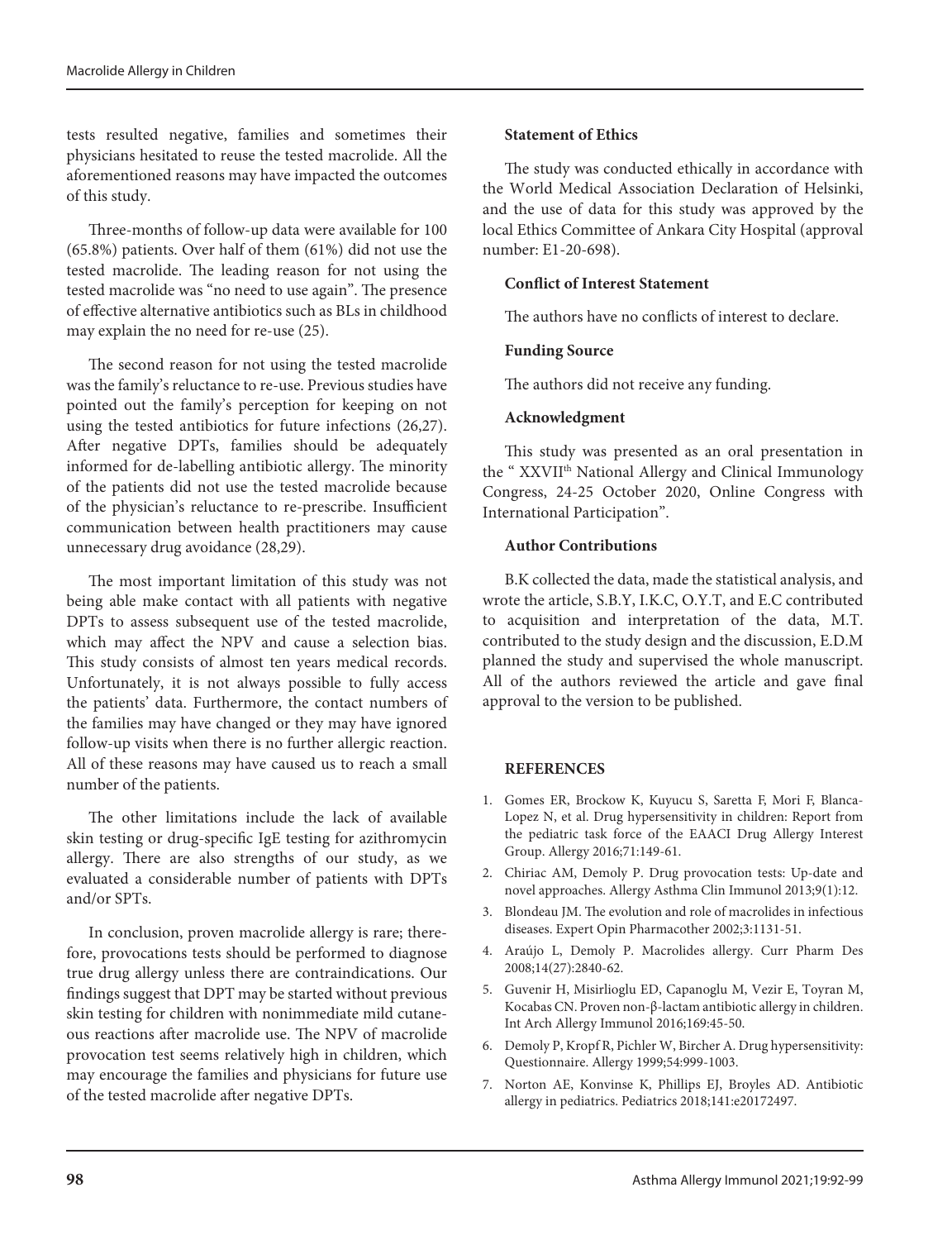tests resulted negative, families and sometimes their physicians hesitated to reuse the tested macrolide. All the aforementioned reasons may have impacted the outcomes of this study.

Three-months of follow-up data were available for 100 (65.8%) patients. Over half of them (61%) did not use the tested macrolide. The leading reason for not using the tested macrolide was "no need to use again". The presence of effective alternative antibiotics such as BLs in childhood may explain the no need for re-use (25).

The second reason for not using the tested macrolide was the family's reluctance to re-use. Previous studies have pointed out the family's perception for keeping on not using the tested antibiotics for future infections (26,27). After negative DPTs, families should be adequately informed for de-labelling antibiotic allergy. The minority of the patients did not use the tested macrolide because of the physician's reluctance to re-prescribe. Insufficient communication between health practitioners may cause unnecessary drug avoidance (28,29).

The most important limitation of this study was not being able make contact with all patients with negative DPTs to assess subsequent use of the tested macrolide, which may affect the NPV and cause a selection bias. This study consists of almost ten years medical records. Unfortunately, it is not always possible to fully access the patients' data. Furthermore, the contact numbers of the families may have changed or they may have ignored follow-up visits when there is no further allergic reaction. All of these reasons may have caused us to reach a small number of the patients.

The other limitations include the lack of available skin testing or drug-specific IgE testing for azithromycin allergy. There are also strengths of our study, as we evaluated a considerable number of patients with DPTs and/or SPTs.

In conclusion, proven macrolide allergy is rare; therefore, provocations tests should be performed to diagnose true drug allergy unless there are contraindications. Our findings suggest that DPT may be started without previous skin testing for children with nonimmediate mild cutaneous reactions after macrolide use. The NPV of macrolide provocation test seems relatively high in children, which may encourage the families and physicians for future use of the tested macrolide after negative DPTs.

**Statement of Ethics**

The study was conducted ethically in accordance with the World Medical Association Declaration of Helsinki, and the use of data for this study was approved by the local Ethics Committee of Ankara City Hospital (approval number: E1-20-698).

**Conflict of Interest Statement**

The authors have no conflicts of interest to declare.

**Funding Source**

The authors did not receive any funding.

**Acknowledgment**

This study was presented as an oral presentation in the " XXVII[th] National Allergy and Clinical Immunology Congress, 24-25 October 2020, Online Congress with International Participation".

**Author Contributions**

B.K collected the data, made the statistical analysis, and wrote the article, S.B.Y, I.K.C, O.Y.T, and E.C contributed to acquisition and interpretation of the data, M.T. contributed to the study design and the discussion, E.D.M planned the study and supervised the whole manuscript. All of the authors reviewed the article and gave final approval to the version to be published.

## REFERENCES

1. Gomes ER, Brockow K, Kuyucu S, Saretta F, Mori F, Blanca-Lopez N, et al. Drug hypersensitivity in children: Report from the pediatric task force of the EAACI Drug Allergy Interest Group. Allergy 2016;71:149-61.
2. Chiriac AM, Demoly P. Drug provocation tests: Up-date and novel approaches. Allergy Asthma Clin Immunol 2013;9(1):12.
3. Blondeau JM. The evolution and role of macrolides in infectious diseases. Expert Opin Pharmacother 2002;3:1131-51.
4. Araújo L, Demoly P. Macrolides allergy. Curr Pharm Des 2008;14(27):2840-62.
5. Guvenir H, Misirlioglu ED, Capanoglu M, Vezir E, Toyran M, Kocabas CN. Proven non-β-lactam antibiotic allergy in children. Int Arch Allergy Immunol 2016;169:45-50.
6. Demoly P, Kropf R, Pichler W, Bircher A. Drug hypersensitivity: Questionnaire. Allergy 1999;54:999-1003.
7. Norton AE, Konvinse K, Phillips EJ, Broyles AD. Antibiotic allergy in pediatrics. Pediatrics 2018;141:e20172497.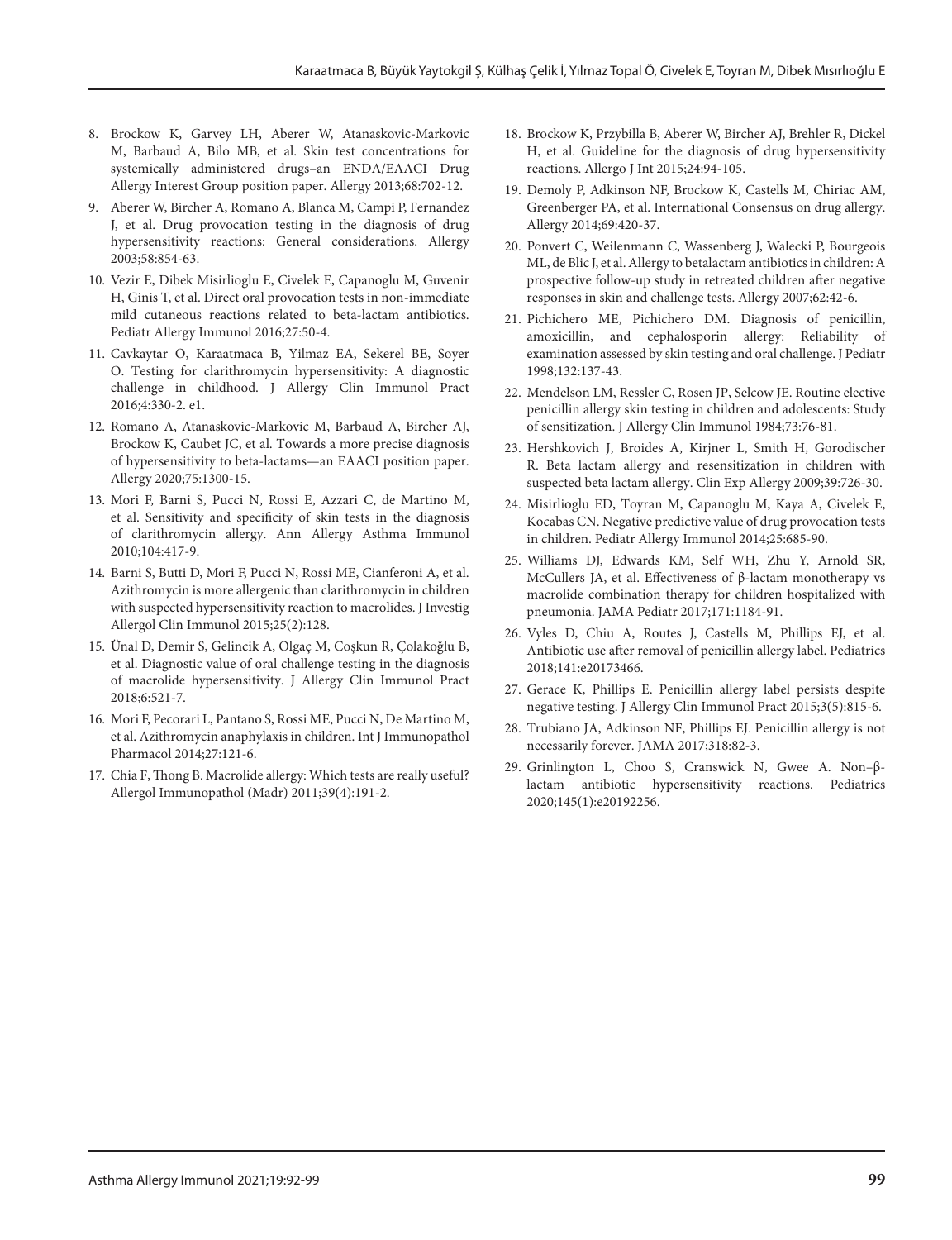8. Brockow K, Garvey LH, Aberer W, Atanaskovic-Markovic M, Barbaud A, Bilo MB, et al. Skin test concentrations for systemically administered drugs–an ENDA/EAACI Drug Allergy Interest Group position paper. Allergy 2013;68:702-12.
9. Aberer W, Bircher A, Romano A, Blanca M, Campi P, Fernandez J, et al. Drug provocation testing in the diagnosis of drug hypersensitivity reactions: General considerations. Allergy 2003;58:854-63.
10. Vezir E, Dibek Misirlioglu E, Civelek E, Capanoglu M, Guvenir H, Ginis T, et al. Direct oral provocation tests in non-immediate mild cutaneous reactions related to beta-lactam antibiotics. Pediatr Allergy Immunol 2016;27:50-4.
11. Cavkaytar O, Karaatmaca B, Yilmaz EA, Sekerel BE, Soyer O. Testing for clarithromycin hypersensitivity: A diagnostic challenge in childhood. J Allergy Clin Immunol Pract 2016;4:330-2. e1.
12. Romano A, Atanaskovic-Markovic M, Barbaud A, Bircher AJ, Brockow K, Caubet JC, et al. Towards a more precise diagnosis of hypersensitivity to beta-lactams—an EAACI position paper. Allergy 2020;75:1300-15.
13. Mori F, Barni S, Pucci N, Rossi E, Azzari C, de Martino M, et al. Sensitivity and specificity of skin tests in the diagnosis of clarithromycin allergy. Ann Allergy Asthma Immunol 2010;104:417-9.
14. Barni S, Butti D, Mori F, Pucci N, Rossi ME, Cianferoni A, et al. Azithromycin is more allergenic than clarithromycin in children with suspected hypersensitivity reaction to macrolides. J Investig Allergol Clin Immunol 2015;25(2):128.
15. Ünal D, Demir S, Gelincik A, Olgaç M, Coşkun R, Çolakoğlu B, et al. Diagnostic value of oral challenge testing in the diagnosis of macrolide hypersensitivity. J Allergy Clin Immunol Pract 2018;6:521-7.
16. Mori F, Pecorari L, Pantano S, Rossi ME, Pucci N, De Martino M, et al. Azithromycin anaphylaxis in children. Int J Immunopathol Pharmacol 2014;27:121-6.
17. Chia F, Thong B. Macrolide allergy: Which tests are really useful? Allergol Immunopathol (Madr) 2011;39(4):191-2.
18. Brockow K, Przybilla B, Aberer W, Bircher AJ, Brehler R, Dickel H, et al. Guideline for the diagnosis of drug hypersensitivity reactions. Allergo J Int 2015;24:94-105.
19. Demoly P, Adkinson NF, Brockow K, Castells M, Chiriac AM, Greenberger PA, et al. International Consensus on drug allergy. Allergy 2014;69:420-37.
20. Ponvert C, Weilenmann C, Wassenberg J, Walecki P, Bourgeois ML, de Blic J, et al. Allergy to betalactam antibiotics in children: A prospective follow-up study in retreated children after negative responses in skin and challenge tests. Allergy 2007;62:42-6.
21. Pichichero ME, Pichichero DM. Diagnosis of penicillin, amoxicillin, and cephalosporin allergy: Reliability of examination assessed by skin testing and oral challenge. J Pediatr 1998;132:137-43.
22. Mendelson LM, Ressler C, Rosen JP, Selcow JE. Routine elective penicillin allergy skin testing in children and adolescents: Study of sensitization. J Allergy Clin Immunol 1984;73:76-81.
23. Hershkovich J, Broides A, Kirjner L, Smith H, Gorodischer R. Beta lactam allergy and resensitization in children with suspected beta lactam allergy. Clin Exp Allergy 2009;39:726-30.
24. Misirlioglu ED, Toyran M, Capanoglu M, Kaya A, Civelek E, Kocabas CN. Negative predictive value of drug provocation tests in children. Pediatr Allergy Immunol 2014;25:685-90.
25. Williams DJ, Edwards KM, Self WH, Zhu Y, Arnold SR, McCullers JA, et al. Effectiveness of β-lactam monotherapy vs macrolide combination therapy for children hospitalized with pneumonia. JAMA Pediatr 2017;171:1184-91.
26. Vyles D, Chiu A, Routes J, Castells M, Phillips EJ, et al. Antibiotic use after removal of penicillin allergy label. Pediatrics 2018;141:e20173466.
27. Gerace K, Phillips E. Penicillin allergy label persists despite negative testing. J Allergy Clin Immunol Pract 2015;3(5):815-6.
28. Trubiano JA, Adkinson NF, Phillips EJ. Penicillin allergy is not necessarily forever. JAMA 2017;318:82-3.
29. Grinlington L, Choo S, Cranswick N, Gwee A. Non–β-lactam antibiotic hypersensitivity reactions. Pediatrics 2020;145(1):e20192256.